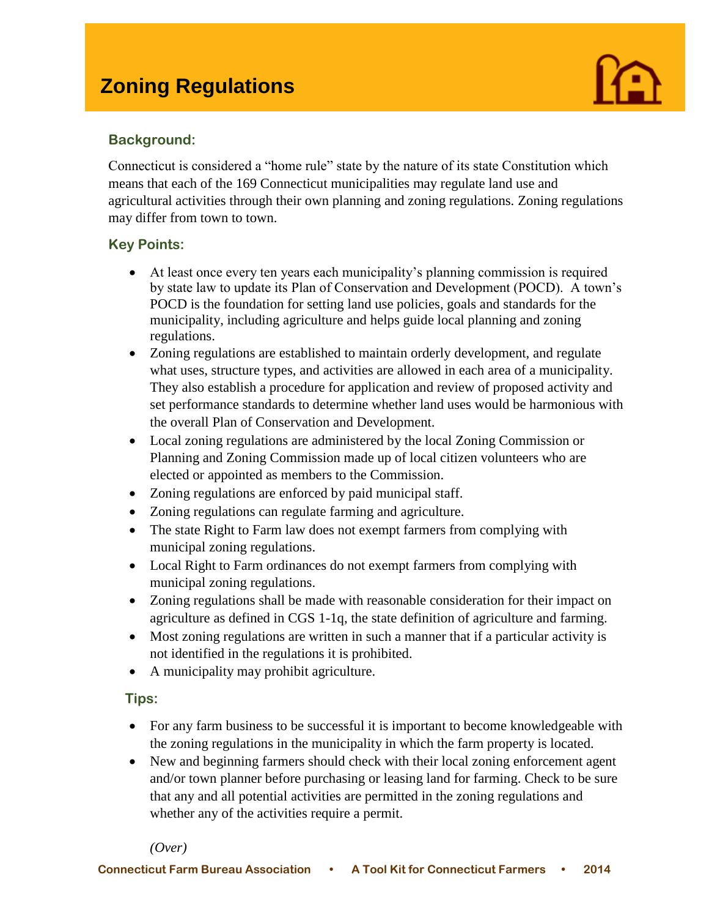# Zoning Regulations

## Background:

Connecticut is considered a "home rule" state by the nature of its state Constitution which means that each of the 169 Connecticut municipalities may regulate land use and agricultural activities through their own planning and zoning regulations. Zoning regulations may differ from town to town.

## Key Points:

- At least once every ten years each municipality's planning commission is required by state law to update its Plan of Conservation and Development (POCD). A town's POCD is the foundation for setting land use policies, goals and standards for the municipality, including agriculture and helps guide local planning and zoning regulations.
- Zoning regulations are established to maintain orderly development, and regulate what uses, structure types, and activities are allowed in each area of a municipality. They also establish a procedure for application and review of proposed activity and set performance standards to determine whether land uses would be harmonious with the overall Plan of Conservation and Development.
- Local zoning regulations are administered by the local Zoning Commission or Planning and Zoning Commission made up of local citizen volunteers who are elected or appointed as members to the Commission.
- Zoning regulations are enforced by paid municipal staff.
- Zoning regulations can regulate farming and agriculture.
- The state Right to Farm law does not exempt farmers from complying with municipal zoning regulations.
- Local Right to Farm ordinances do not exempt farmers from complying with municipal zoning regulations.
- Zoning regulations shall be made with reasonable consideration for their impact on agriculture as defined in CGS 1-1q, the state definition of agriculture and farming.
- Most zoning regulations are written in such a manner that if a particular activity is not identified in the regulations it is prohibited.
- A municipality may prohibit agriculture.

## Tips:

- For any farm business to be successful it is important to become knowledgeable with the zoning regulations in the municipality in which the farm property is located.
- New and beginning farmers should check with their local zoning enforcement agent and/or town planner before purchasing or leasing land for farming. Check to be sure that any and all potential activities are permitted in the zoning regulations and whether any of the activities require a permit.

*(Over)*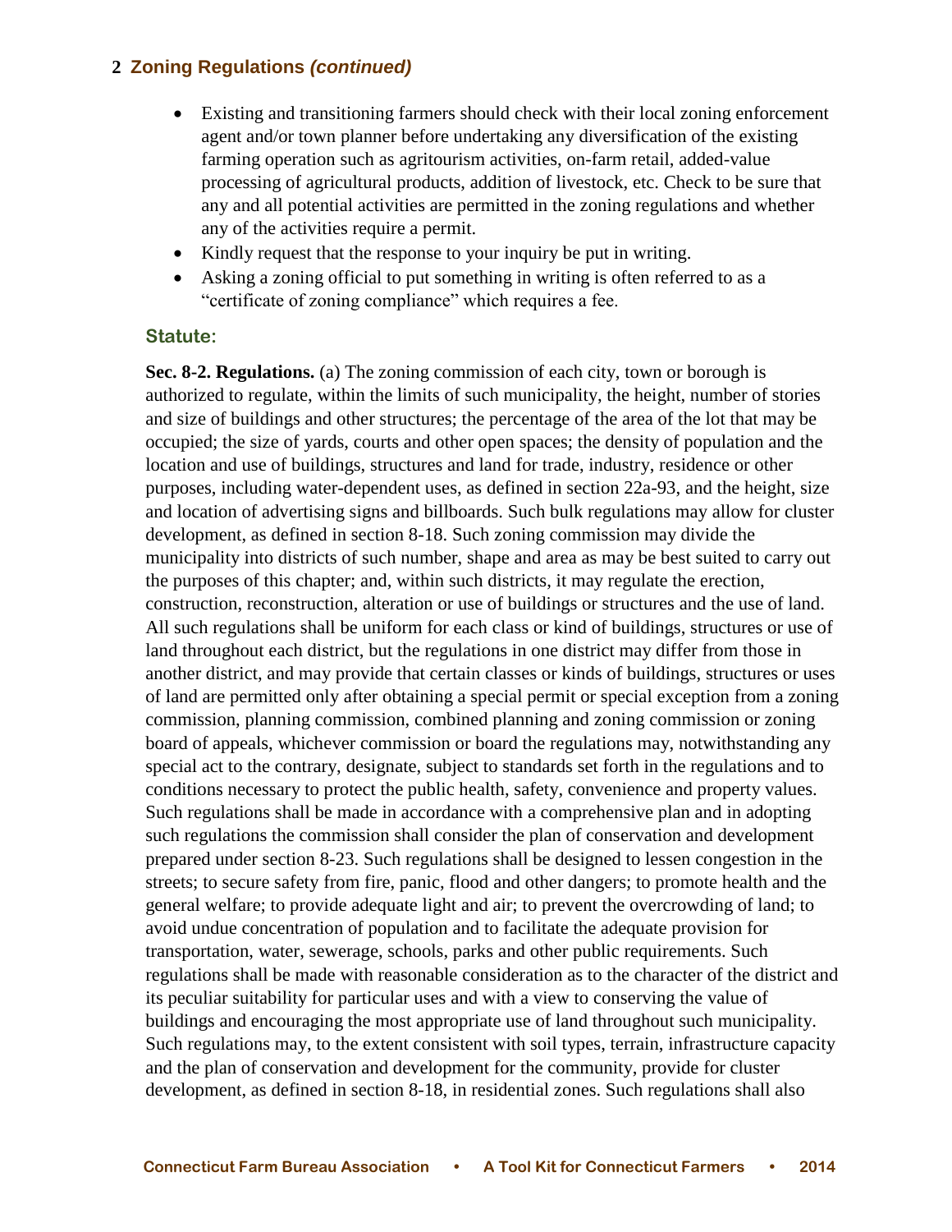## 2 Zoning Regulations *(continued)*

- Existing and transitioning farmers should check with their local zoning enforcement agent and/or town planner before undertaking any diversification of the existing farming operation such as agritourism activities, on-farm retail, added-value processing of agricultural products, addition of livestock, etc. Check to be sure that any and all potential activities are permitted in the zoning regulations and whether any of the activities require a permit.
- Kindly request that the response to your inquiry be put in writing.
- Asking a zoning official to put something in writing is often referred to as a "certificate of zoning compliance" which requires a fee.

### Statute:

**Sec. 8-2. Regulations.** (a) The zoning commission of each city, town or borough is authorized to regulate, within the limits of such municipality, the height, number of stories and size of buildings and other structures; the percentage of the area of the lot that may be occupied; the size of yards, courts and other open spaces; the density of population and the location and use of buildings, structures and land for trade, industry, residence or other purposes, including water-dependent uses, as defined in section 22a-93, and the height, size and location of advertising signs and billboards. Such bulk regulations may allow for cluster development, as defined in section 8-18. Such zoning commission may divide the municipality into districts of such number, shape and area as may be best suited to carry out the purposes of this chapter; and, within such districts, it may regulate the erection, construction, reconstruction, alteration or use of buildings or structures and the use of land. All such regulations shall be uniform for each class or kind of buildings, structures or use of land throughout each district, but the regulations in one district may differ from those in another district, and may provide that certain classes or kinds of buildings, structures or uses of land are permitted only after obtaining a special permit or special exception from a zoning commission, planning commission, combined planning and zoning commission or zoning board of appeals, whichever commission or board the regulations may, notwithstanding any special act to the contrary, designate, subject to standards set forth in the regulations and to conditions necessary to protect the public health, safety, convenience and property values. Such regulations shall be made in accordance with a comprehensive plan and in adopting such regulations the commission shall consider the plan of conservation and development prepared under section 8-23. Such regulations shall be designed to lessen congestion in the streets; to secure safety from fire, panic, flood and other dangers; to promote health and the general welfare; to provide adequate light and air; to prevent the overcrowding of land; to avoid undue concentration of population and to facilitate the adequate provision for transportation, water, sewerage, schools, parks and other public requirements. Such regulations shall be made with reasonable consideration as to the character of the district and its peculiar suitability for particular uses and with a view to conserving the value of buildings and encouraging the most appropriate use of land throughout such municipality. Such regulations may, to the extent consistent with soil types, terrain, infrastructure capacity and the plan of conservation and development for the community, provide for cluster development, as defined in section 8-18, in residential zones. Such regulations shall also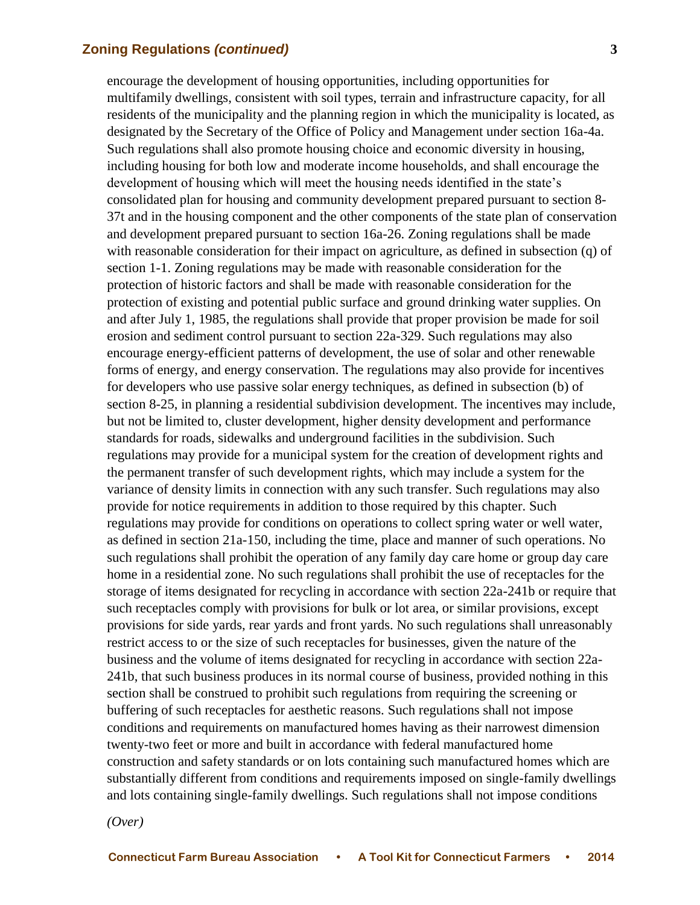encourage the development of housing opportunities, including opportunities for multifamily dwellings, consistent with soil types, terrain and infrastructure capacity, for all residents of the municipality and the planning region in which the municipality is located, as designated by the Secretary of the Office of Policy and Management under section 16a-4a. Such regulations shall also promote housing choice and economic diversity in housing, including housing for both low and moderate income households, and shall encourage the development of housing which will meet the housing needs identified in the state's consolidated plan for housing and community development prepared pursuant to section 8-37t and in the housing component and the other components of the state plan of conservation and development prepared pursuant to section 16a-26. Zoning regulations shall be made with reasonable consideration for their impact on agriculture, as defined in subsection (q) of section 1-1. Zoning regulations may be made with reasonable consideration for the protection of historic factors and shall be made with reasonable consideration for the protection of existing and potential public surface and ground drinking water supplies. On and after July 1, 1985, the regulations shall provide that proper provision be made for soil erosion and sediment control pursuant to section 22a-329. Such regulations may also encourage energy-efficient patterns of development, the use of solar and other renewable forms of energy, and energy conservation. The regulations may also provide for incentives for developers who use passive solar energy techniques, as defined in subsection (b) of section 8-25, in planning a residential subdivision development. The incentives may include, but not be limited to, cluster development, higher density development and performance standards for roads, sidewalks and underground facilities in the subdivision. Such regulations may provide for a municipal system for the creation of development rights and the permanent transfer of such development rights, which may include a system for the variance of density limits in connection with any such transfer. Such regulations may also provide for notice requirements in addition to those required by this chapter. Such regulations may provide for conditions on operations to collect spring water or well water, as defined in section 21a-150, including the time, place and manner of such operations. No such regulations shall prohibit the operation of any family day care home or group day care home in a residential zone. No such regulations shall prohibit the use of receptacles for the storage of items designated for recycling in accordance with section 22a-241b or require that such receptacles comply with provisions for bulk or lot area, or similar provisions, except provisions for side yards, rear yards and front yards. No such regulations shall unreasonably restrict access to or the size of such receptacles for businesses, given the nature of the business and the volume of items designated for recycling in accordance with section 22a-241b, that such business produces in its normal course of business, provided nothing in this section shall be construed to prohibit such regulations from requiring the screening or buffering of such receptacles for aesthetic reasons. Such regulations shall not impose conditions and requirements on manufactured homes having as their narrowest dimension twenty-two feet or more and built in accordance with federal manufactured home construction and safety standards or on lots containing such manufactured homes which are substantially different from conditions and requirements imposed on single-family dwellings and lots containing single-family dwellings. Such regulations shall not impose conditions

*(Over)*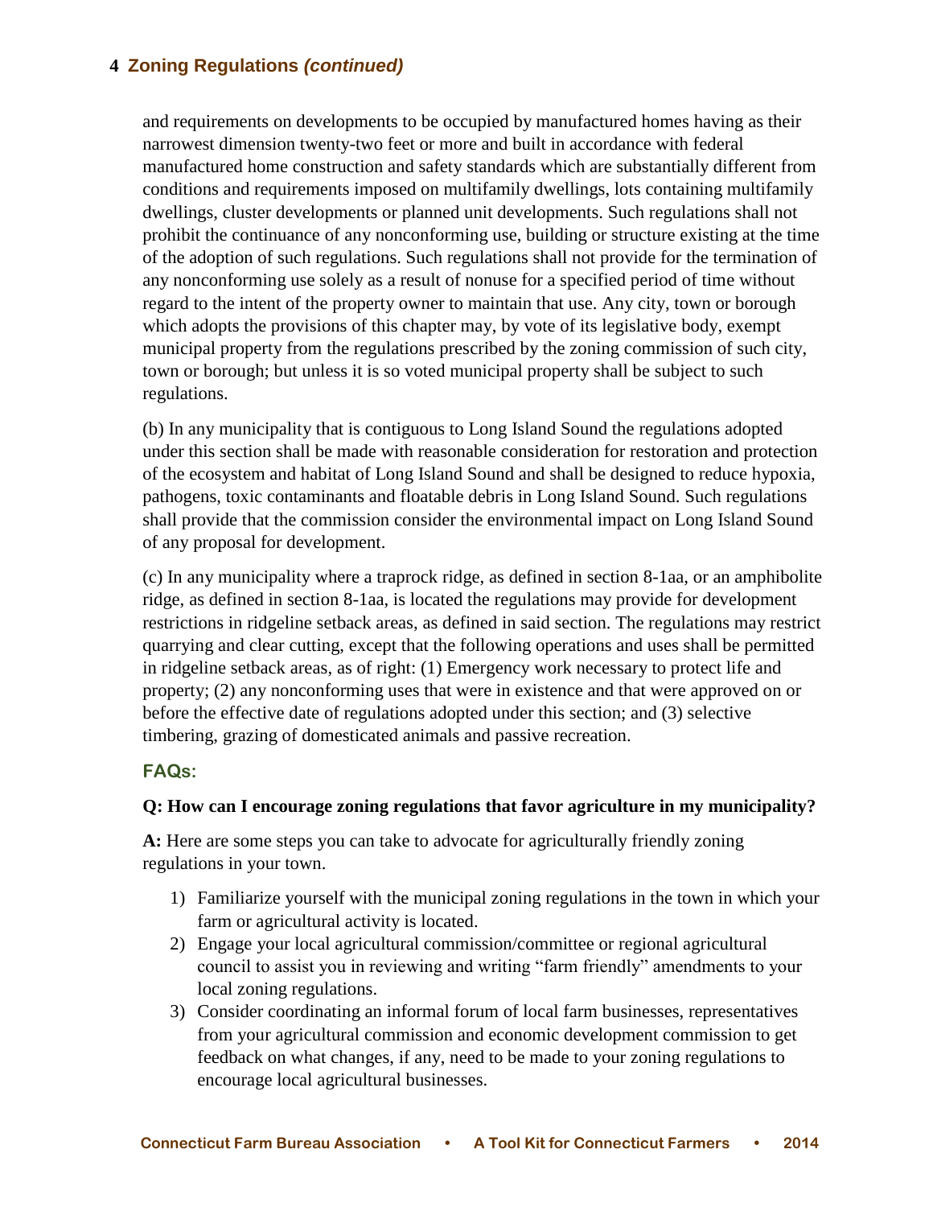## 4 Zoning Regulations *(continued)*

and requirements on developments to be occupied by manufactured homes having as their narrowest dimension twenty-two feet or more and built in accordance with federal manufactured home construction and safety standards which are substantially different from conditions and requirements imposed on multifamily dwellings, lots containing multifamily dwellings, cluster developments or planned unit developments. Such regulations shall not prohibit the continuance of any nonconforming use, building or structure existing at the time of the adoption of such regulations. Such regulations shall not provide for the termination of any nonconforming use solely as a result of nonuse for a specified period of time without regard to the intent of the property owner to maintain that use. Any city, town or borough which adopts the provisions of this chapter may, by vote of its legislative body, exempt municipal property from the regulations prescribed by the zoning commission of such city, town or borough; but unless it is so voted municipal property shall be subject to such regulations.

(b) In any municipality that is contiguous to Long Island Sound the regulations adopted under this section shall be made with reasonable consideration for restoration and protection of the ecosystem and habitat of Long Island Sound and shall be designed to reduce hypoxia, pathogens, toxic contaminants and floatable debris in Long Island Sound. Such regulations shall provide that the commission consider the environmental impact on Long Island Sound of any proposal for development.

(c) In any municipality where a traprock ridge, as defined in section 8-1aa, or an amphibolite ridge, as defined in section 8-1aa, is located the regulations may provide for development restrictions in ridgeline setback areas, as defined in said section. The regulations may restrict quarrying and clear cutting, except that the following operations and uses shall be permitted in ridgeline setback areas, as of right: (1) Emergency work necessary to protect life and property; (2) any nonconforming uses that were in existence and that were approved on or before the effective date of regulations adopted under this section; and (3) selective timbering, grazing of domesticated animals and passive recreation.

### FAQs:

**Q: How can I encourage zoning regulations that favor agriculture in my municipality?**

**A:** Here are some steps you can take to advocate for agriculturally friendly zoning regulations in your town.

1) Familiarize yourself with the municipal zoning regulations in the town in which your farm or agricultural activity is located.
2) Engage your local agricultural commission/committee or regional agricultural council to assist you in reviewing and writing "farm friendly" amendments to your local zoning regulations.
3) Consider coordinating an informal forum of local farm businesses, representatives from your agricultural commission and economic development commission to get feedback on what changes, if any, need to be made to your zoning regulations to encourage local agricultural businesses.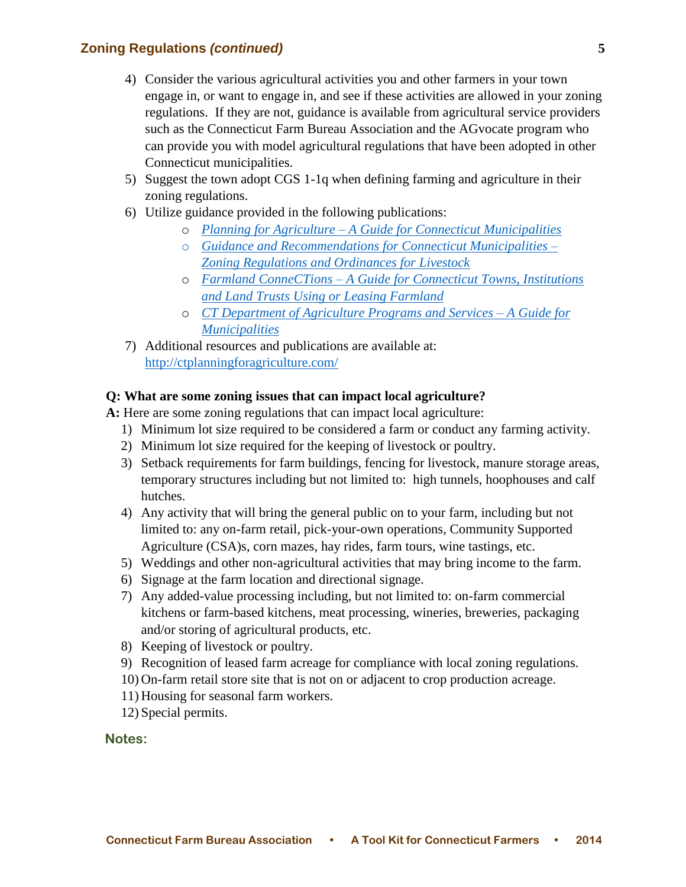## Zoning Regulations *(continued)*

4) Consider the various agricultural activities you and other farmers in your town engage in, or want to engage in, and see if these activities are allowed in your zoning regulations. If they are not, guidance is available from agricultural service providers such as the Connecticut Farm Bureau Association and the AGvocate program who can provide you with model agricultural regulations that have been adopted in other Connecticut municipalities.
5) Suggest the town adopt CGS 1-1q when defining farming and agriculture in their zoning regulations.
6) Utilize guidance provided in the following publications:
   - *Planning for Agriculture – A Guide for Connecticut Municipalities*
   - *Guidance and Recommendations for Connecticut Municipalities – Zoning Regulations and Ordinances for Livestock*
   - *Farmland ConneCTions – A Guide for Connecticut Towns, Institutions and Land Trusts Using or Leasing Farmland*
   - *CT Department of Agriculture Programs and Services – A Guide for Municipalities*
7) Additional resources and publications are available at: http://ctplanningforagriculture.com/

**Q: What are some zoning issues that can impact local agriculture?**

**A:** Here are some zoning regulations that can impact local agriculture:

1) Minimum lot size required to be considered a farm or conduct any farming activity.
2) Minimum lot size required for the keeping of livestock or poultry.
3) Setback requirements for farm buildings, fencing for livestock, manure storage areas, temporary structures including but not limited to: high tunnels, hoophouses and calf hutches.
4) Any activity that will bring the general public on to your farm, including but not limited to: any on-farm retail, pick-your-own operations, Community Supported Agriculture (CSA)s, corn mazes, hay rides, farm tours, wine tastings, etc.
5) Weddings and other non-agricultural activities that may bring income to the farm.
6) Signage at the farm location and directional signage.
7) Any added-value processing including, but not limited to: on-farm commercial kitchens or farm-based kitchens, meat processing, wineries, breweries, packaging and/or storing of agricultural products, etc.
8) Keeping of livestock or poultry.
9) Recognition of leased farm acreage for compliance with local zoning regulations.
10) On-farm retail store site that is not on or adjacent to crop production acreage.
11) Housing for seasonal farm workers.
12) Special permits.

**Notes:**